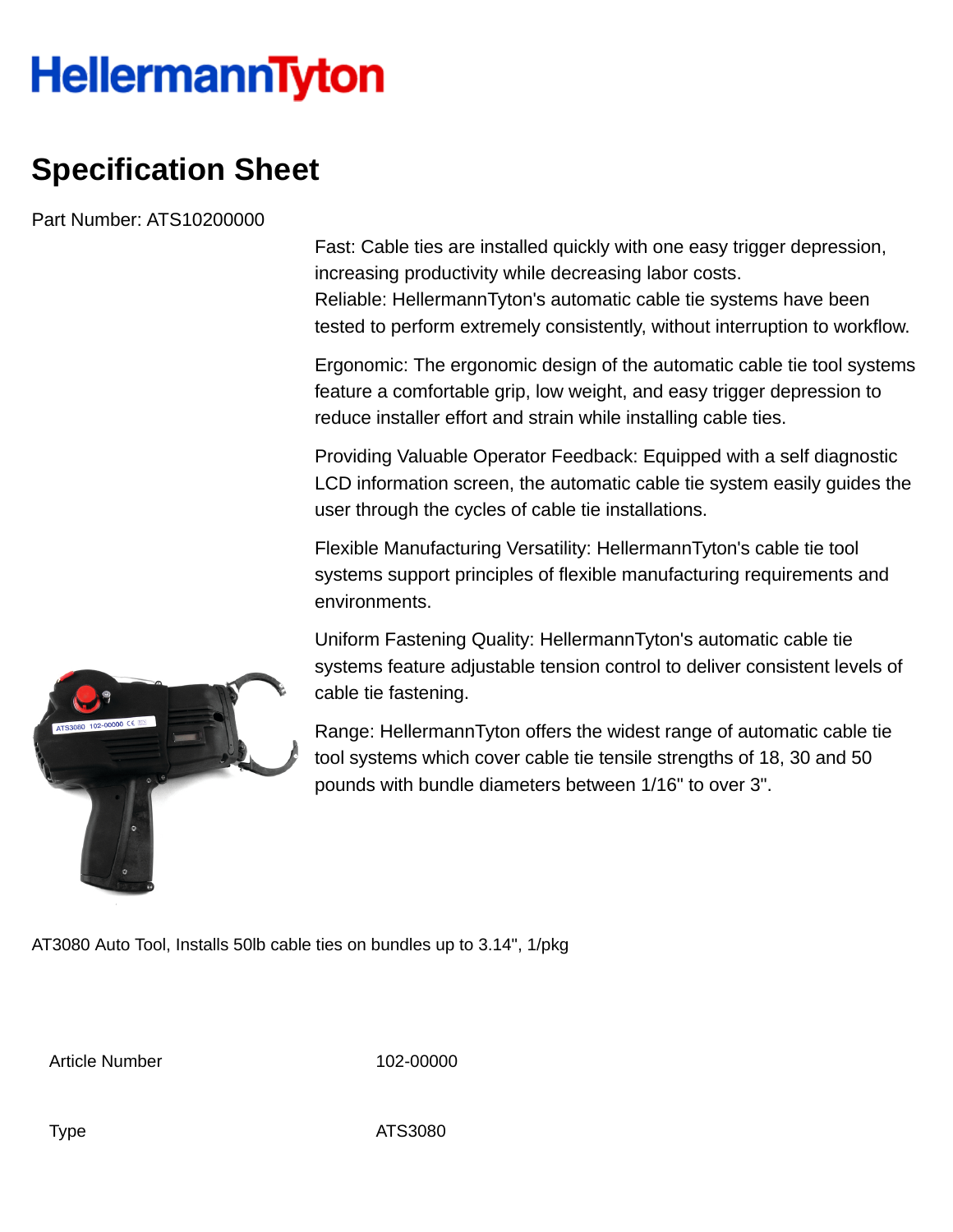HellermannTyton

# Specification Sheet

Part Number: ATS10200000

Fast: Cable ties are installed quickly with one easy trigger depression, increasing productivity while decreasing labor costs.
Reliable: HellermannTyton's automatic cable tie systems have been tested to perform extremely consistently, without interruption to workflow.

Ergonomic: The ergonomic design of the automatic cable tie tool systems feature a comfortable grip, low weight, and easy trigger depression to reduce installer effort and strain while installing cable ties.

Providing Valuable Operator Feedback: Equipped with a self diagnostic LCD information screen, the automatic cable tie system easily guides the user through the cycles of cable tie installations.

Flexible Manufacturing Versatility: HellermannTyton's cable tie tool systems support principles of flexible manufacturing requirements and environments.

Uniform Fastening Quality: HellermannTyton's automatic cable tie systems feature adjustable tension control to deliver consistent levels of cable tie fastening.

Range: HellermannTyton offers the widest range of automatic cable tie tool systems which cover cable tie tensile strengths of 18, 30 and 50 pounds with bundle diameters between 1/16" to over 3".

AT3080 Auto Tool, Installs 50lb cable ties on bundles up to 3.14", 1/pkg

| | |
|---|---|
| Article Number | 102-00000 |
| Type | ATS3080 |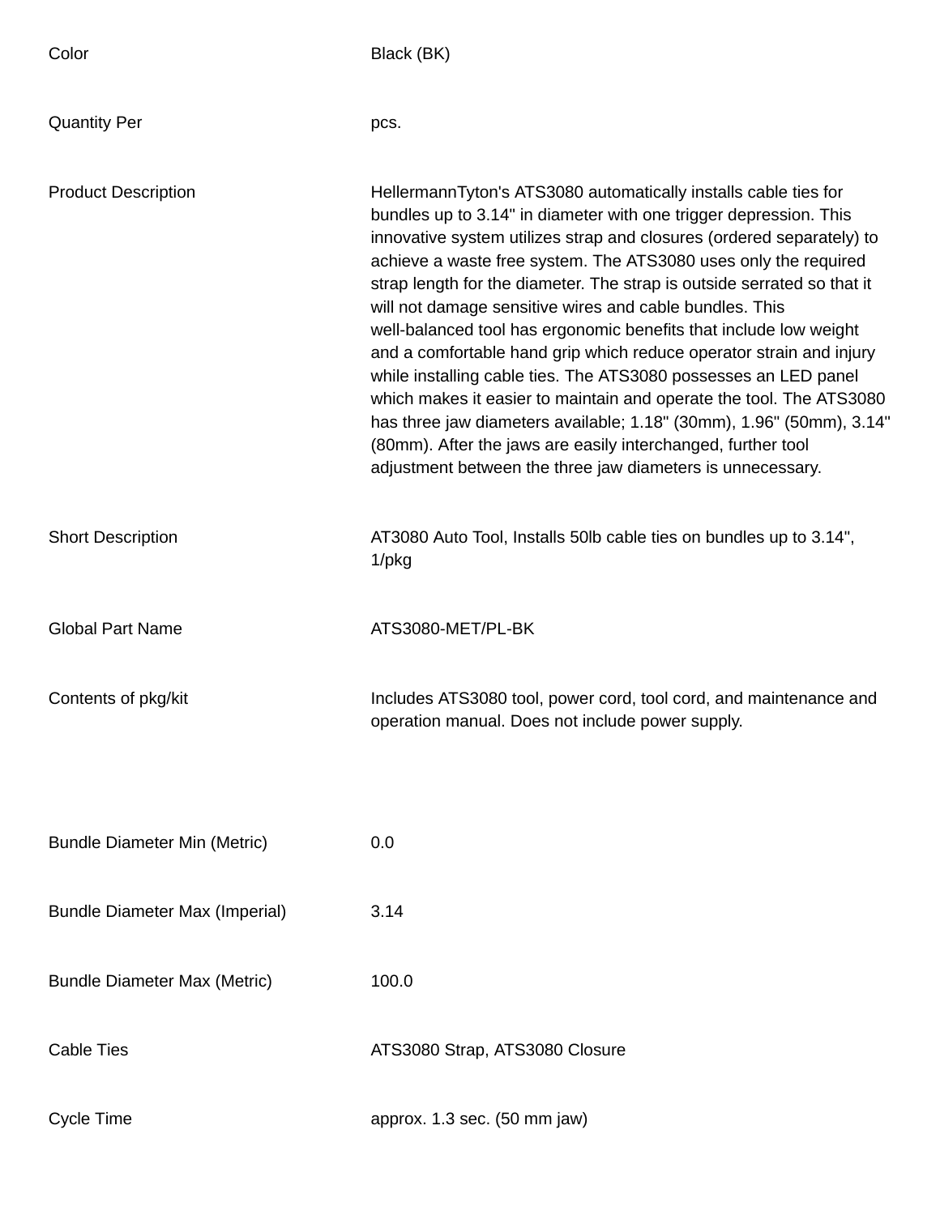| | |
|---|---|
| Color | Black (BK) |
| Quantity Per | pcs. |
| Product Description | HellermannTyton's ATS3080 automatically installs cable ties for bundles up to 3.14" in diameter with one trigger depression. This innovative system utilizes strap and closures (ordered separately) to achieve a waste free system. The ATS3080 uses only the required strap length for the diameter. The strap is outside serrated so that it will not damage sensitive wires and cable bundles. This well-balanced tool has ergonomic benefits that include low weight and a comfortable hand grip which reduce operator strain and injury while installing cable ties. The ATS3080 possesses an LED panel which makes it easier to maintain and operate the tool. The ATS3080 has three jaw diameters available; 1.18" (30mm), 1.96" (50mm), 3.14" (80mm). After the jaws are easily interchanged, further tool adjustment between the three jaw diameters is unnecessary. |
| Short Description | AT3080 Auto Tool, Installs 50lb cable ties on bundles up to 3.14", 1/pkg |
| Global Part Name | ATS3080-MET/PL-BK |
| Contents of pkg/kit | Includes ATS3080 tool, power cord, tool cord, and maintenance and operation manual. Does not include power supply. |
| Bundle Diameter Min (Metric) | 0.0 |
| Bundle Diameter Max (Imperial) | 3.14 |
| Bundle Diameter Max (Metric) | 100.0 |
| Cable Ties | ATS3080 Strap, ATS3080 Closure |
| Cycle Time | approx. 1.3 sec. (50 mm jaw) |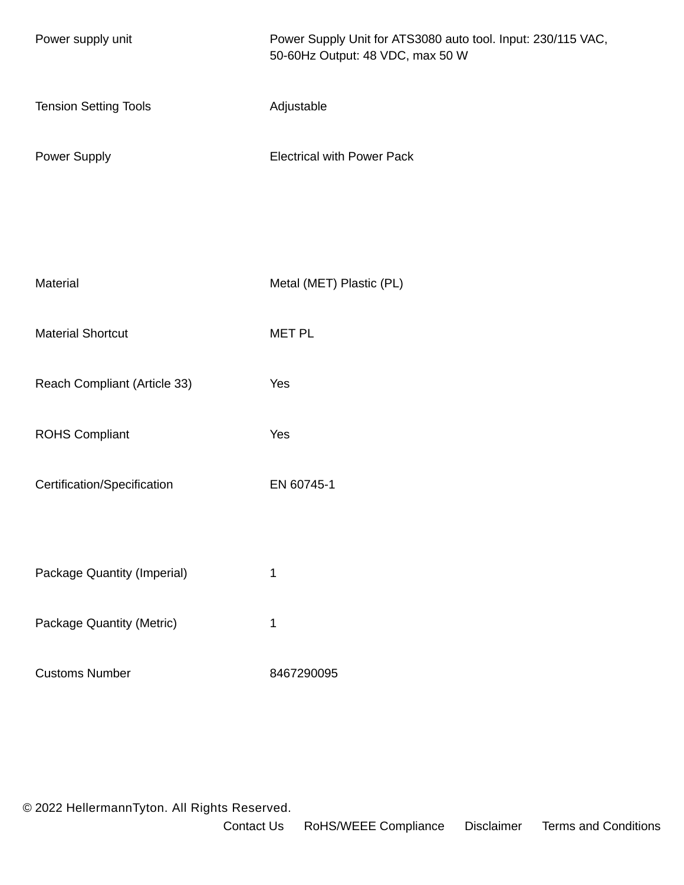| | |
|---|---|
| Power supply unit | Power Supply Unit for ATS3080 auto tool. Input: 230/115 VAC, 50-60Hz Output: 48 VDC, max 50 W |
| Tension Setting Tools | Adjustable |
| Power Supply | Electrical with Power Pack |

| | |
|---|---|
| Material | Metal (MET) Plastic (PL) |
| Material Shortcut | MET PL |
| Reach Compliant (Article 33) | Yes |
| ROHS Compliant | Yes |
| Certification/Specification | EN 60745-1 |

| | |
|---|---|
| Package Quantity (Imperial) | 1 |
| Package Quantity (Metric) | 1 |
| Customs Number | 8467290095 |

© 2022 HellermannTyton. All Rights Reserved.

Contact Us RoHS/WEEE Compliance Disclaimer Terms and Conditions